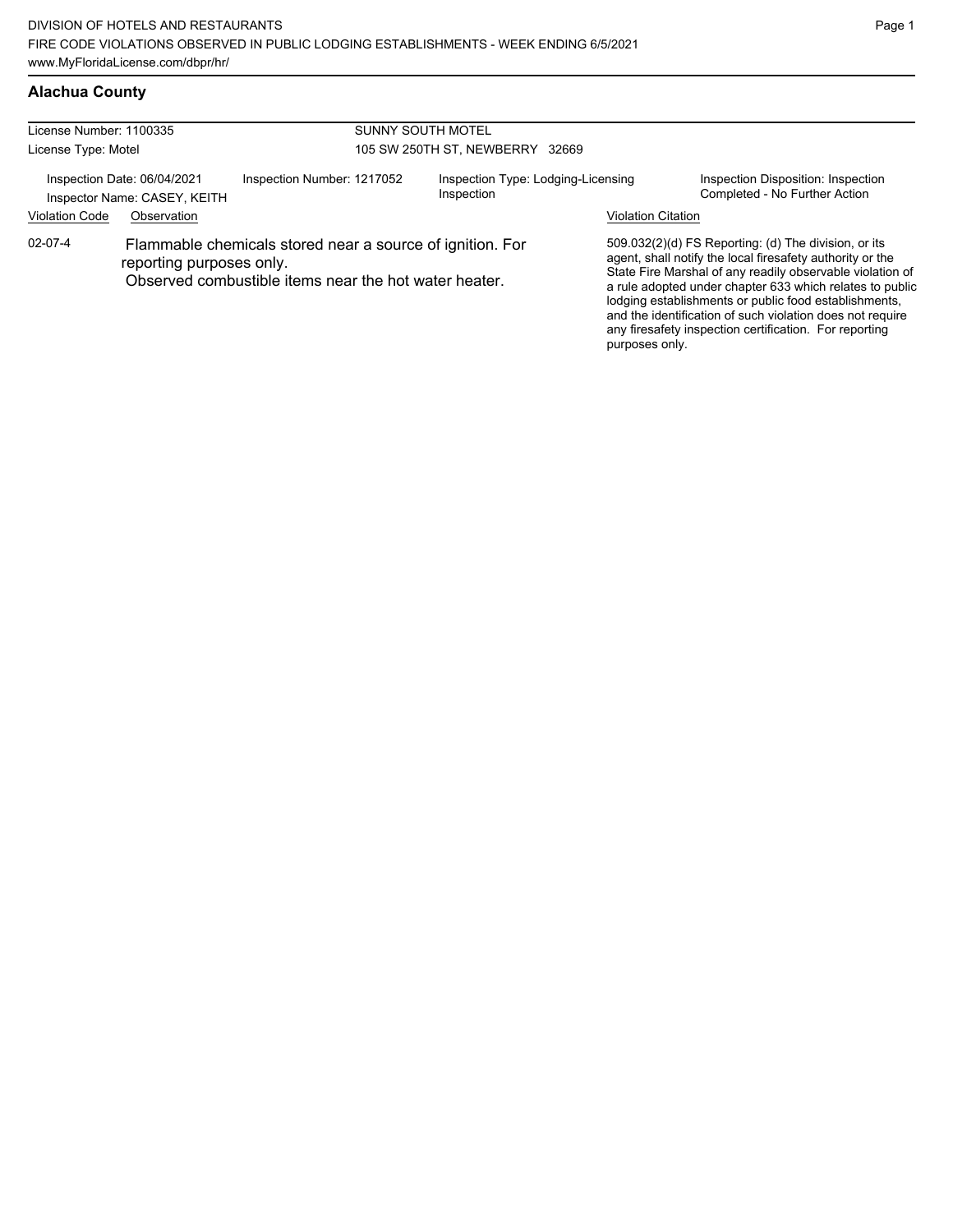DIVISION OF HOTELS AND RESTAURANTS
FIRE CODE VIOLATIONS OBSERVED IN PUBLIC LODGING ESTABLISHMENTS - WEEK ENDING 6/5/2021
www.MyFloridaLicense.com/dbpr/hr/

## Alachua County

License Number: 1100335
License Type: Motel

SUNNY SOUTH MOTEL
105 SW 250TH ST, NEWBERRY 32669

Inspection Date: 06/04/2021
Inspector Name: CASEY, KEITH

Inspection Number: 1217052

Inspection Type: Lodging-Licensing Inspection

Inspection Disposition: Inspection Completed - No Further Action

| Violation Code | Observation | Violation Citation |
| --- | --- | --- |
| 02-07-4 | Flammable chemicals stored near a source of ignition. For reporting purposes only. Observed combustible items near the hot water heater. | 509.032(2)(d) FS Reporting: (d) The division, or its agent, shall notify the local firesafety authority or the State Fire Marshal of any readily observable violation of a rule adopted under chapter 633 which relates to public lodging establishments or public food establishments, and the identification of such violation does not require any firesafety inspection certification. For reporting purposes only. |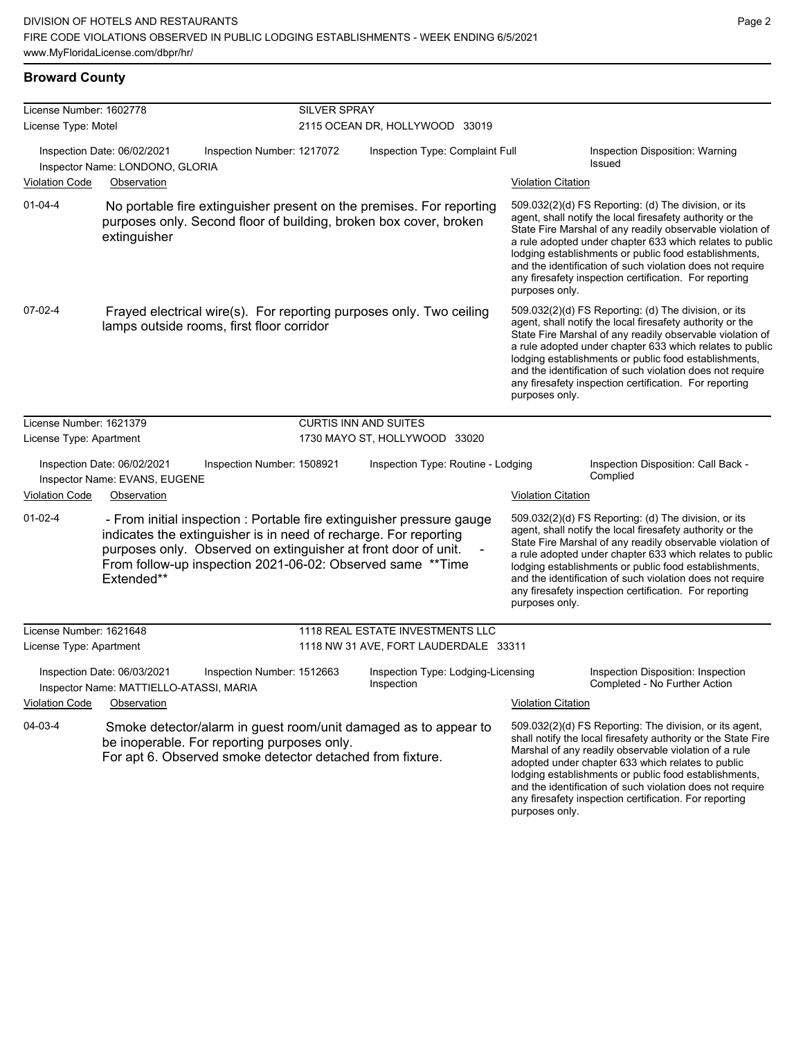## Broward County

**License Number:** 1602778 — **SILVER SPRAY**
**License Type:** Motel — 2115 OCEAN DR, HOLLYWOOD 33019

Inspection Date: 06/02/2021 | Inspection Number: 1217072 | Inspection Type: Complaint Full | Inspection Disposition: Warning Issued
Inspector Name: LONDONO, GLORIA

| Violation Code | Observation | Violation Citation |
|---|---|---|
| 01-04-4 | No portable fire extinguisher present on the premises. For reporting purposes only. Second floor of building, broken box cover, broken extinguisher | 509.032(2)(d) FS Reporting: (d) The division, or its agent, shall notify the local firesafety authority or the State Fire Marshal of any readily observable violation of a rule adopted under chapter 633 which relates to public lodging establishments or public food establishments, and the identification of such violation does not require any firesafety inspection certification. For reporting purposes only. |
| 07-02-4 | Frayed electrical wire(s). For reporting purposes only. Two ceiling lamps outside rooms, first floor corridor | 509.032(2)(d) FS Reporting: (d) The division, or its agent, shall notify the local firesafety authority or the State Fire Marshal of any readily observable violation of a rule adopted under chapter 633 which relates to public lodging establishments or public food establishments, and the identification of such violation does not require any firesafety inspection certification. For reporting purposes only. |

**License Number:** 1621379 — **CURTIS INN AND SUITES**
**License Type:** Apartment — 1730 MAYO ST, HOLLYWOOD 33020

Inspection Date: 06/02/2021 | Inspection Number: 1508921 | Inspection Type: Routine - Lodging | Inspection Disposition: Call Back - Complied
Inspector Name: EVANS, EUGENE

| Violation Code | Observation | Violation Citation |
|---|---|---|
| 01-02-4 | - From initial inspection : Portable fire extinguisher pressure gauge indicates the extinguisher is in need of recharge. For reporting purposes only. Observed on extinguisher at front door of unit. - From follow-up inspection 2021-06-02: Observed same **Time Extended** | 509.032(2)(d) FS Reporting: (d) The division, or its agent, shall notify the local firesafety authority or the State Fire Marshal of any readily observable violation of a rule adopted under chapter 633 which relates to public lodging establishments or public food establishments, and the identification of such violation does not require any firesafety inspection certification. For reporting purposes only. |

**License Number:** 1621648 — **1118 REAL ESTATE INVESTMENTS LLC**
**License Type:** Apartment — 1118 NW 31 AVE, FORT LAUDERDALE 33311

Inspection Date: 06/03/2021 | Inspection Number: 1512663 | Inspection Type: Lodging-Licensing Inspection | Inspection Disposition: Inspection Completed - No Further Action
Inspector Name: MATTIELLO-ATASSI, MARIA

| Violation Code | Observation | Violation Citation |
|---|---|---|
| 04-03-4 | Smoke detector/alarm in guest room/unit damaged as to appear to be inoperable. For reporting purposes only. For apt 6. Observed smoke detector detached from fixture. | 509.032(2)(d) FS Reporting: The division, or its agent, shall notify the local firesafety authority or the State Fire Marshal of any readily observable violation of a rule adopted under chapter 633 which relates to public lodging establishments or public food establishments, and the identification of such violation does not require any firesafety inspection certification. For reporting purposes only. |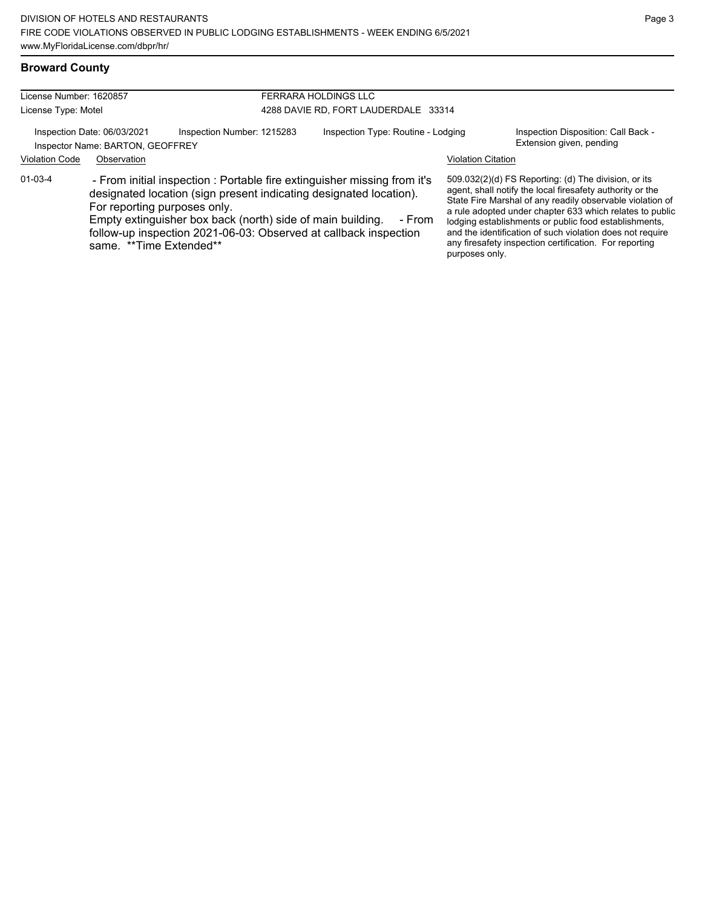## Broward County

License Number: 1620857
License Type: Motel

FERRARA HOLDINGS LLC
4288 DAVIE RD, FORT LAUDERDALE 33314

Inspection Date: 06/03/2021
Inspector Name: BARTON, GEOFFREY
Inspection Number: 1215283
Inspection Type: Routine - Lodging
Inspection Disposition: Call Back - Extension given, pending

| Violation Code | Observation | Violation Citation |
| --- | --- | --- |
| 01-03-4 | - From initial inspection : Portable fire extinguisher missing from it's designated location (sign present indicating designated location). For reporting purposes only. Empty extinguisher box back (north) side of main building. - From follow-up inspection 2021-06-03: Observed at callback inspection same. **Time Extended** | 509.032(2)(d) FS Reporting: (d) The division, or its agent, shall notify the local firesafety authority or the State Fire Marshal of any readily observable violation of a rule adopted under chapter 633 which relates to public lodging establishments or public food establishments, and the identification of such violation does not require any firesafety inspection certification. For reporting purposes only. |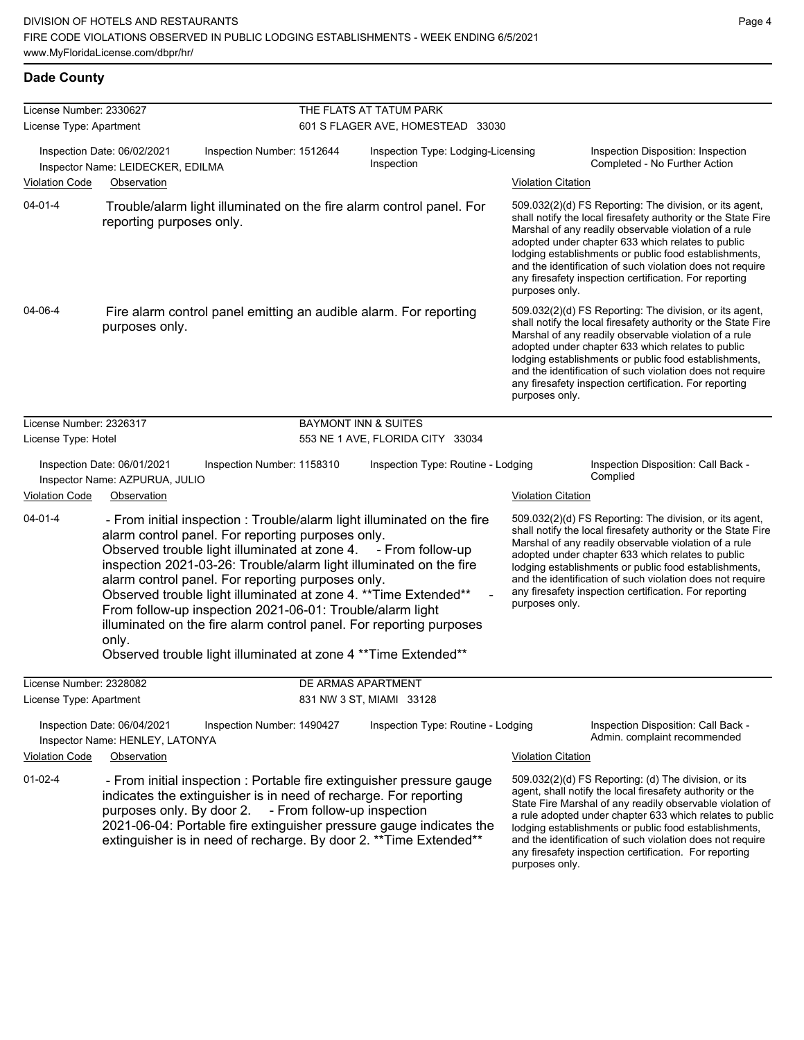## Dade County

**License Number:** 2330627 — **THE FLATS AT TATUM PARK**
**License Type:** Apartment — 601 S FLAGER AVE, HOMESTEAD 33030

**Inspection Date:** 06/02/2021 | **Inspection Number:** 1512644 | **Inspection Type:** Lodging-Licensing Inspection | **Inspection Disposition:** Inspection Completed - No Further Action
**Inspector Name:** LEIDECKER, EDILMA

| Violation Code | Observation | Violation Citation |
|---|---|---|
| 04-01-4 | Trouble/alarm light illuminated on the fire alarm control panel. For reporting purposes only. | 509.032(2)(d) FS Reporting: The division, or its agent, shall notify the local firesafety authority or the State Fire Marshal of any readily observable violation of a rule adopted under chapter 633 which relates to public lodging establishments or public food establishments, and the identification of such violation does not require any firesafety inspection certification. For reporting purposes only. |
| 04-06-4 | Fire alarm control panel emitting an audible alarm. For reporting purposes only. | 509.032(2)(d) FS Reporting: The division, or its agent, shall notify the local firesafety authority or the State Fire Marshal of any readily observable violation of a rule adopted under chapter 633 which relates to public lodging establishments or public food establishments, and the identification of such violation does not require any firesafety inspection certification. For reporting purposes only. |

**License Number:** 2326317 — **BAYMONT INN & SUITES**
**License Type:** Hotel — 553 NE 1 AVE, FLORIDA CITY 33034

**Inspection Date:** 06/01/2021 | **Inspection Number:** 1158310 | **Inspection Type:** Routine - Lodging | **Inspection Disposition:** Call Back - Complied
**Inspector Name:** AZPURUA, JULIO

| Violation Code | Observation | Violation Citation |
|---|---|---|
| 04-01-4 | - From initial inspection : Trouble/alarm light illuminated on the fire alarm control panel. For reporting purposes only. Observed trouble light illuminated at zone 4. - From follow-up inspection 2021-03-26: Trouble/alarm light illuminated on the fire alarm control panel. For reporting purposes only. Observed trouble light illuminated at zone 4. **Time Extended** - From follow-up inspection 2021-06-01: Trouble/alarm light illuminated on the fire alarm control panel. For reporting purposes only. Observed trouble light illuminated at zone 4 **Time Extended** | 509.032(2)(d) FS Reporting: The division, or its agent, shall notify the local firesafety authority or the State Fire Marshal of any readily observable violation of a rule adopted under chapter 633 which relates to public lodging establishments or public food establishments, and the identification of such violation does not require any firesafety inspection certification. For reporting purposes only. |

**License Number:** 2328082 — **DE ARMAS APARTMENT**
**License Type:** Apartment — 831 NW 3 ST, MIAMI 33128

**Inspection Date:** 06/04/2021 | **Inspection Number:** 1490427 | **Inspection Type:** Routine - Lodging | **Inspection Disposition:** Call Back - Admin. complaint recommended
**Inspector Name:** HENLEY, LATONYA

| Violation Code | Observation | Violation Citation |
|---|---|---|
| 01-02-4 | - From initial inspection : Portable fire extinguisher pressure gauge indicates the extinguisher is in need of recharge. For reporting purposes only. By door 2. - From follow-up inspection 2021-06-04: Portable fire extinguisher pressure gauge indicates the extinguisher is in need of recharge. By door 2. **Time Extended** | 509.032(2)(d) FS Reporting: (d) The division, or its agent, shall notify the local firesafety authority or the State Fire Marshal of any readily observable violation of a rule adopted under chapter 633 which relates to public lodging establishments or public food establishments, and the identification of such violation does not require any firesafety inspection certification. For reporting purposes only. |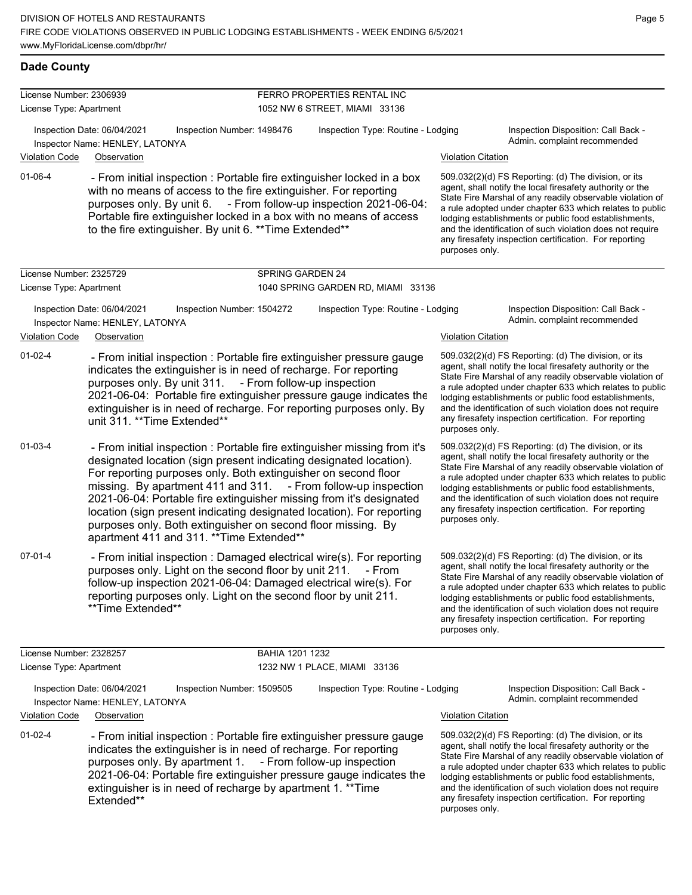## Dade County

**License Number:** 2306939 — FERRO PROPERTIES RENTAL INC
**License Type:** Apartment — 1052 NW 6 STREET, MIAMI 33136

Inspection Date: 06/04/2021 | Inspection Number: 1498476 | Inspection Type: Routine - Lodging | Inspection Disposition: Call Back - Admin. complaint recommended
Inspector Name: HENLEY, LATONYA

| Violation Code | Observation | Violation Citation |
| --- | --- | --- |
| 01-06-4 | - From initial inspection : Portable fire extinguisher locked in a box with no means of access to the fire extinguisher. For reporting purposes only. By unit 6. - From follow-up inspection 2021-06-04: Portable fire extinguisher locked in a box with no means of access to the fire extinguisher. By unit 6. **Time Extended** | 509.032(2)(d) FS Reporting: (d) The division, or its agent, shall notify the local firesafety authority or the State Fire Marshal of any readily observable violation of a rule adopted under chapter 633 which relates to public lodging establishments or public food establishments, and the identification of such violation does not require any firesafety inspection certification. For reporting purposes only. |

**License Number:** 2325729 — SPRING GARDEN 24
**License Type:** Apartment — 1040 SPRING GARDEN RD, MIAMI 33136

Inspection Date: 06/04/2021 | Inspection Number: 1504272 | Inspection Type: Routine - Lodging | Inspection Disposition: Call Back - Admin. complaint recommended
Inspector Name: HENLEY, LATONYA

| Violation Code | Observation | Violation Citation |
| --- | --- | --- |
| 01-02-4 | - From initial inspection : Portable fire extinguisher pressure gauge indicates the extinguisher is in need of recharge. For reporting purposes only. By unit 311. - From follow-up inspection 2021-06-04: Portable fire extinguisher pressure gauge indicates the extinguisher is in need of recharge. For reporting purposes only. By unit 311. **Time Extended** | 509.032(2)(d) FS Reporting: (d) The division, or its agent, shall notify the local firesafety authority or the State Fire Marshal of any readily observable violation of a rule adopted under chapter 633 which relates to public lodging establishments or public food establishments, and the identification of such violation does not require any firesafety inspection certification. For reporting purposes only. |
| 01-03-4 | - From initial inspection : Portable fire extinguisher missing from it's designated location (sign present indicating designated location). For reporting purposes only. Both extinguisher on second floor missing. By apartment 411 and 311. - From follow-up inspection 2021-06-04: Portable fire extinguisher missing from it's designated location (sign present indicating designated location). For reporting purposes only. Both extinguisher on second floor missing. By apartment 411 and 311. **Time Extended** | 509.032(2)(d) FS Reporting: (d) The division, or its agent, shall notify the local firesafety authority or the State Fire Marshal of any readily observable violation of a rule adopted under chapter 633 which relates to public lodging establishments or public food establishments, and the identification of such violation does not require any firesafety inspection certification. For reporting purposes only. |
| 07-01-4 | - From initial inspection : Damaged electrical wire(s). For reporting purposes only. Light on the second floor by unit 211. - From follow-up inspection 2021-06-04: Damaged electrical wire(s). For reporting purposes only. Light on the second floor by unit 211. **Time Extended** | 509.032(2)(d) FS Reporting: (d) The division, or its agent, shall notify the local firesafety authority or the State Fire Marshal of any readily observable violation of a rule adopted under chapter 633 which relates to public lodging establishments or public food establishments, and the identification of such violation does not require any firesafety inspection certification. For reporting purposes only. |

**License Number:** 2328257 — BAHIA 1201 1232
**License Type:** Apartment — 1232 NW 1 PLACE, MIAMI 33136

Inspection Date: 06/04/2021 | Inspection Number: 1509505 | Inspection Type: Routine - Lodging | Inspection Disposition: Call Back - Admin. complaint recommended
Inspector Name: HENLEY, LATONYA

| Violation Code | Observation | Violation Citation |
| --- | --- | --- |
| 01-02-4 | - From initial inspection : Portable fire extinguisher pressure gauge indicates the extinguisher is in need of recharge. For reporting purposes only. By apartment 1. - From follow-up inspection 2021-06-04: Portable fire extinguisher pressure gauge indicates the extinguisher is in need of recharge by apartment 1. **Time Extended** | 509.032(2)(d) FS Reporting: (d) The division, or its agent, shall notify the local firesafety authority or the State Fire Marshal of any readily observable violation of a rule adopted under chapter 633 which relates to public lodging establishments or public food establishments, and the identification of such violation does not require any firesafety inspection certification. For reporting purposes only. |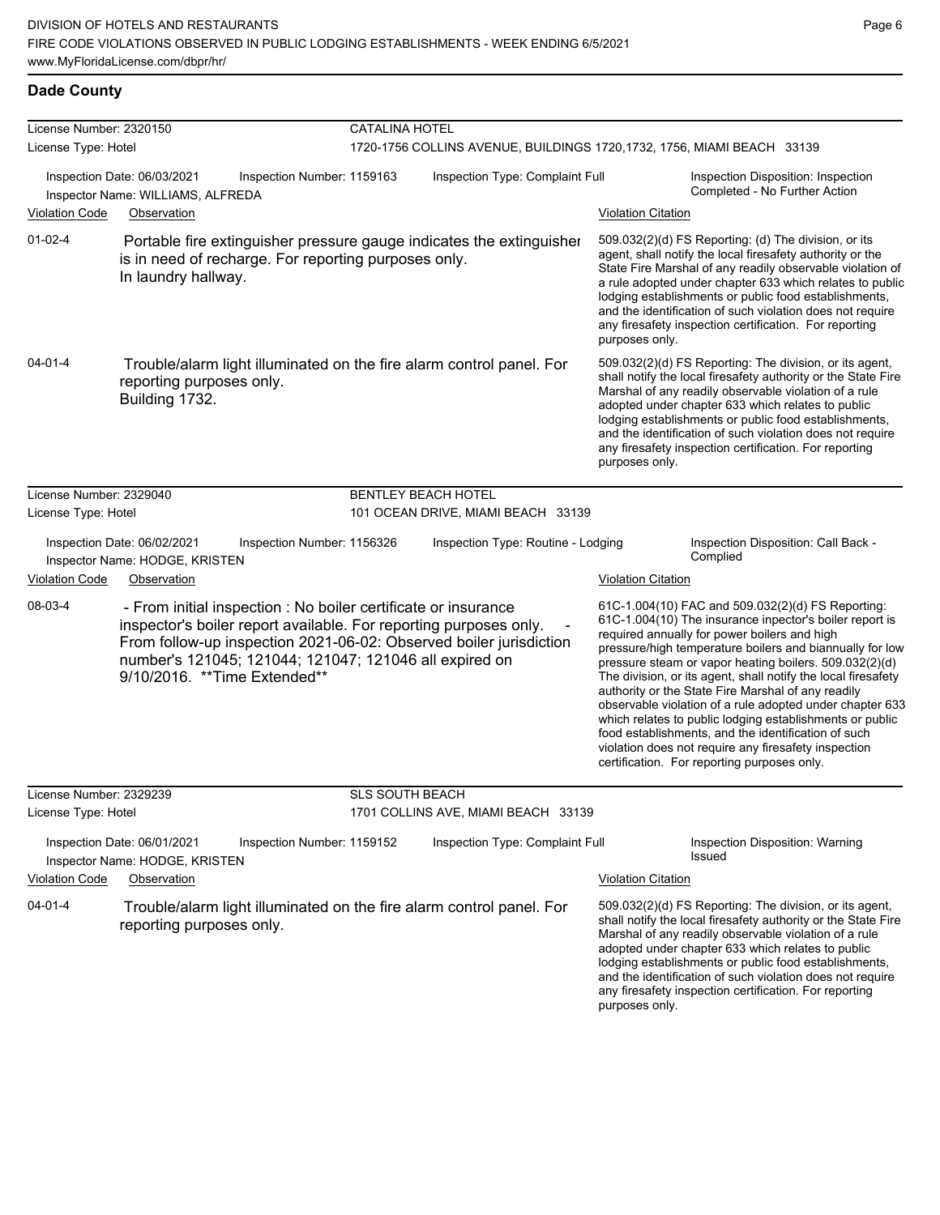## Dade County

**License Number:** 2320150 — **CATALINA HOTEL**
**License Type:** Hotel — 1720-1756 COLLINS AVENUE, BUILDINGS 1720,1732, 1756, MIAMI BEACH 33139

Inspection Date: 06/03/2021 | Inspection Number: 1159163 | Inspection Type: Complaint Full | Inspection Disposition: Inspection Completed - No Further Action
Inspector Name: WILLIAMS, ALFREDA

| Violation Code | Observation | Violation Citation |
|---|---|---|
| 01-02-4 | Portable fire extinguisher pressure gauge indicates the extinguisher is in need of recharge. For reporting purposes only. In laundry hallway. | 509.032(2)(d) FS Reporting: (d) The division, or its agent, shall notify the local firesafety authority or the State Fire Marshal of any readily observable violation of a rule adopted under chapter 633 which relates to public lodging establishments or public food establishments, and the identification of such violation does not require any firesafety inspection certification. For reporting purposes only. |
| 04-01-4 | Trouble/alarm light illuminated on the fire alarm control panel. For reporting purposes only. Building 1732. | 509.032(2)(d) FS Reporting: The division, or its agent, shall notify the local firesafety authority or the State Fire Marshal of any readily observable violation of a rule adopted under chapter 633 which relates to public lodging establishments or public food establishments, and the identification of such violation does not require any firesafety inspection certification. For reporting purposes only. |

**License Number:** 2329040 — **BENTLEY BEACH HOTEL**
**License Type:** Hotel — 101 OCEAN DRIVE, MIAMI BEACH 33139

Inspection Date: 06/02/2021 | Inspection Number: 1156326 | Inspection Type: Routine - Lodging | Inspection Disposition: Call Back - Complied
Inspector Name: HODGE, KRISTEN

| Violation Code | Observation | Violation Citation |
|---|---|---|
| 08-03-4 | - From initial inspection : No boiler certificate or insurance inspector's boiler report available. For reporting purposes only. - From follow-up inspection 2021-06-02: Observed boiler jurisdiction number's 121045; 121044; 121047; 121046 all expired on 9/10/2016. **Time Extended** | 61C-1.004(10) FAC and 509.032(2)(d) FS Reporting: 61C-1.004(10) The insurance inpector's boiler report is required annually for power boilers and high pressure/high temperature boilers and biannually for low pressure steam or vapor heating boilers. 509.032(2)(d) The division, or its agent, shall notify the local firesafety authority or the State Fire Marshal of any readily observable violation of a rule adopted under chapter 633 which relates to public lodging establishments or public food establishments, and the identification of such violation does not require any firesafety inspection certification. For reporting purposes only. |

**License Number:** 2329239 — **SLS SOUTH BEACH**
**License Type:** Hotel — 1701 COLLINS AVE, MIAMI BEACH 33139

Inspection Date: 06/01/2021 | Inspection Number: 1159152 | Inspection Type: Complaint Full | Inspection Disposition: Warning Issued
Inspector Name: HODGE, KRISTEN

| Violation Code | Observation | Violation Citation |
|---|---|---|
| 04-01-4 | Trouble/alarm light illuminated on the fire alarm control panel. For reporting purposes only. | 509.032(2)(d) FS Reporting: The division, or its agent, shall notify the local firesafety authority or the State Fire Marshal of any readily observable violation of a rule adopted under chapter 633 which relates to public lodging establishments or public food establishments, and the identification of such violation does not require any firesafety inspection certification. For reporting purposes only. |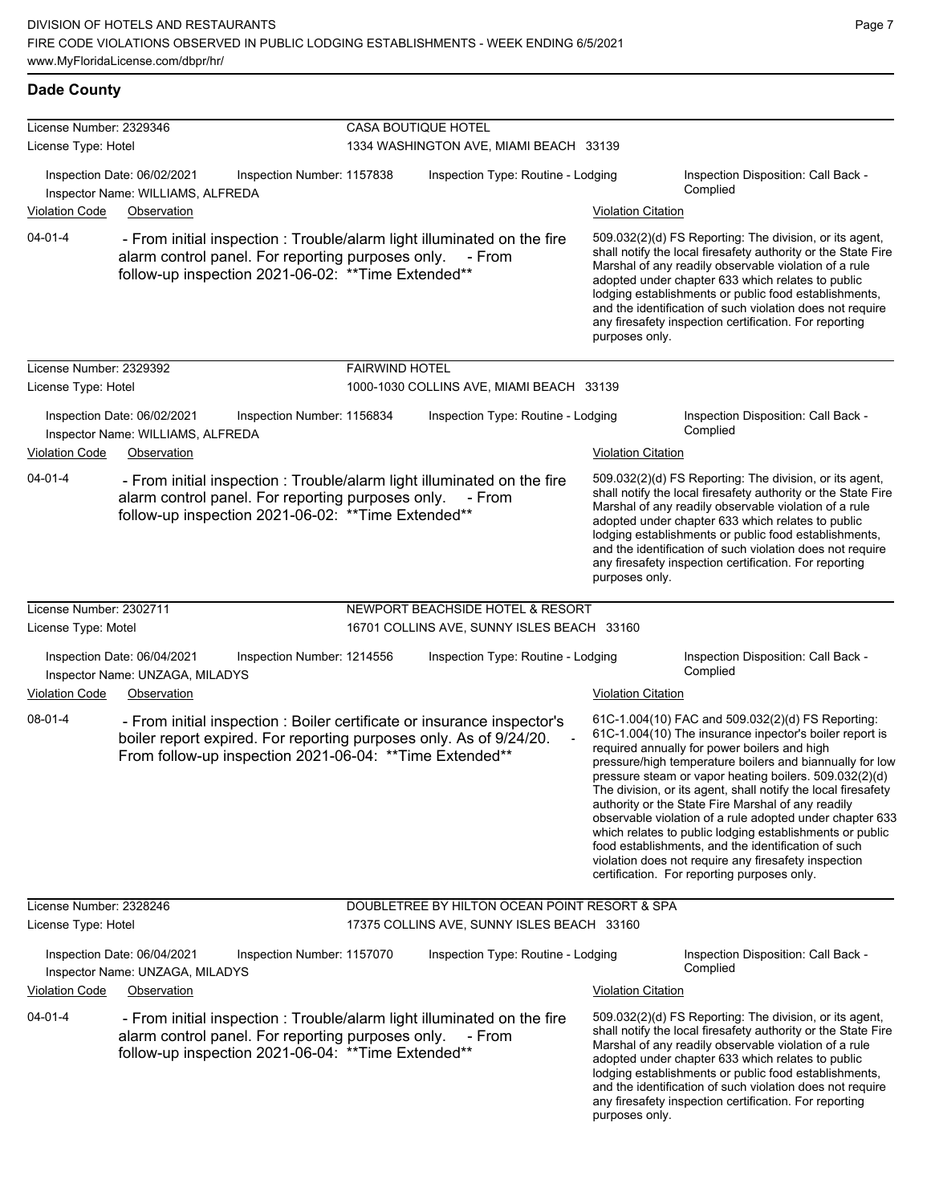## Dade County

**License Number:** 2329346 — **CASA BOUTIQUE HOTEL**
**License Type:** Hotel — 1334 WASHINGTON AVE, MIAMI BEACH 33139

Inspection Date: 06/02/2021 | Inspection Number: 1157838 | Inspection Type: Routine - Lodging | Inspection Disposition: Call Back - Complied
Inspector Name: WILLIAMS, ALFREDA

| Violation Code | Observation | Violation Citation |
|---|---|---|
| 04-01-4 | - From initial inspection : Trouble/alarm light illuminated on the fire alarm control panel. For reporting purposes only. - From follow-up inspection 2021-06-02: **Time Extended** | 509.032(2)(d) FS Reporting: The division, or its agent, shall notify the local firesafety authority or the State Fire Marshal of any readily observable violation of a rule adopted under chapter 633 which relates to public lodging establishments or public food establishments, and the identification of such violation does not require any firesafety inspection certification. For reporting purposes only. |

---

**License Number:** 2329392 — **FAIRWIND HOTEL**
**License Type:** Hotel — 1000-1030 COLLINS AVE, MIAMI BEACH 33139

Inspection Date: 06/02/2021 | Inspection Number: 1156834 | Inspection Type: Routine - Lodging | Inspection Disposition: Call Back - Complied
Inspector Name: WILLIAMS, ALFREDA

| Violation Code | Observation | Violation Citation |
|---|---|---|
| 04-01-4 | - From initial inspection : Trouble/alarm light illuminated on the fire alarm control panel. For reporting purposes only. - From follow-up inspection 2021-06-02: **Time Extended** | 509.032(2)(d) FS Reporting: The division, or its agent, shall notify the local firesafety authority or the State Fire Marshal of any readily observable violation of a rule adopted under chapter 633 which relates to public lodging establishments or public food establishments, and the identification of such violation does not require any firesafety inspection certification. For reporting purposes only. |

---

**License Number:** 2302711 — **NEWPORT BEACHSIDE HOTEL & RESORT**
**License Type:** Motel — 16701 COLLINS AVE, SUNNY ISLES BEACH 33160

Inspection Date: 06/04/2021 | Inspection Number: 1214556 | Inspection Type: Routine - Lodging | Inspection Disposition: Call Back - Complied
Inspector Name: UNZAGA, MILADYS

| Violation Code | Observation | Violation Citation |
|---|---|---|
| 08-01-4 | - From initial inspection : Boiler certificate or insurance inspector's boiler report expired. For reporting purposes only. As of 9/24/20. - From follow-up inspection 2021-06-04: **Time Extended** | 61C-1.004(10) FAC and 509.032(2)(d) FS Reporting: 61C-1.004(10) The insurance inpector's boiler report is required annually for power boilers and high pressure/high temperature boilers and biannually for low pressure steam or vapor heating boilers. 509.032(2)(d) The division, or its agent, shall notify the local firesafety authority or the State Fire Marshal of any readily observable violation of a rule adopted under chapter 633 which relates to public lodging establishments or public food establishments, and the identification of such violation does not require any firesafety inspection certification. For reporting purposes only. |

---

**License Number:** 2328246 — **DOUBLETREE BY HILTON OCEAN POINT RESORT & SPA**
**License Type:** Hotel — 17375 COLLINS AVE, SUNNY ISLES BEACH 33160

Inspection Date: 06/04/2021 | Inspection Number: 1157070 | Inspection Type: Routine - Lodging | Inspection Disposition: Call Back - Complied
Inspector Name: UNZAGA, MILADYS

| Violation Code | Observation | Violation Citation |
|---|---|---|
| 04-01-4 | - From initial inspection : Trouble/alarm light illuminated on the fire alarm control panel. For reporting purposes only. - From follow-up inspection 2021-06-04: **Time Extended** | 509.032(2)(d) FS Reporting: The division, or its agent, shall notify the local firesafety authority or the State Fire Marshal of any readily observable violation of a rule adopted under chapter 633 which relates to public lodging establishments or public food establishments, and the identification of such violation does not require any firesafety inspection certification. For reporting purposes only. |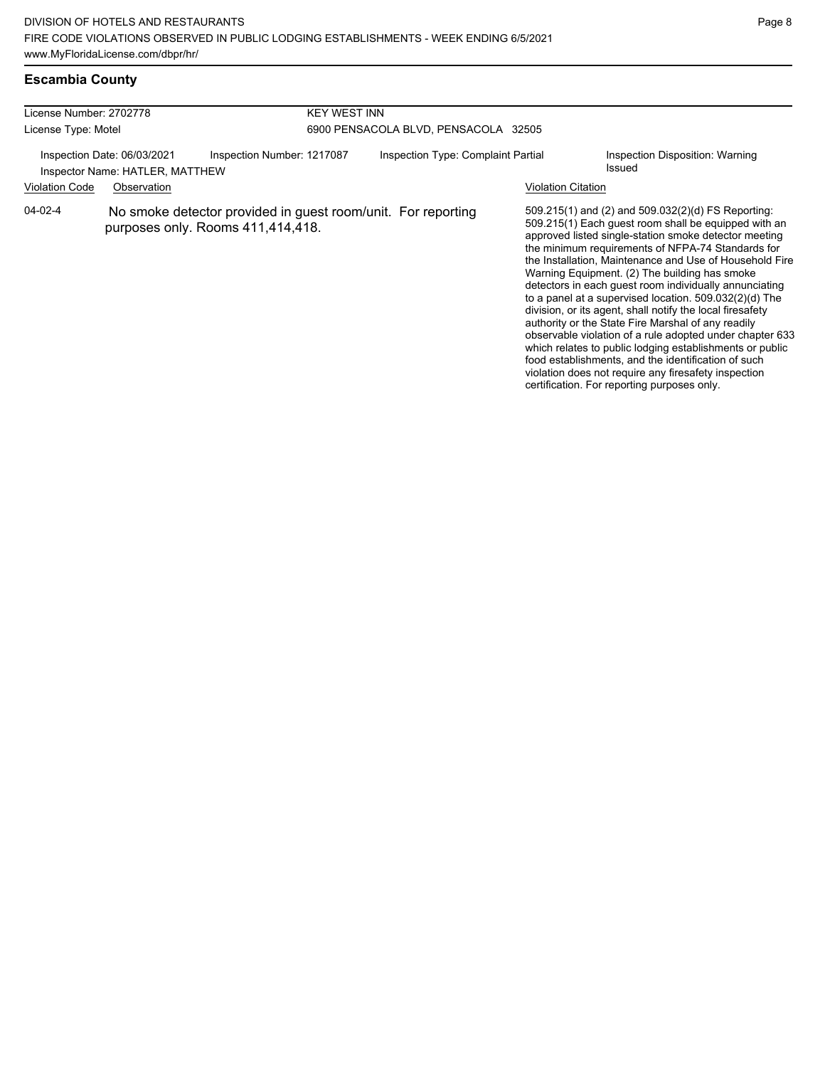## Escambia County

License Number: 2702778

License Type: Motel

**KEY WEST INN**

6900 PENSACOLA BLVD, PENSACOLA 32505

Inspection Date: 06/03/2021 | Inspection Number: 1217087 | Inspection Type: Complaint Partial | Inspection Disposition: Warning Issued

Inspector Name: HATLER, MATTHEW

| Violation Code | Observation | Violation Citation |
|---|---|---|
| 04-02-4 | No smoke detector provided in guest room/unit. For reporting purposes only. Rooms 411,414,418. | 509.215(1) and (2) and 509.032(2)(d) FS Reporting: 509.215(1) Each guest room shall be equipped with an approved listed single-station smoke detector meeting the minimum requirements of NFPA-74 Standards for the Installation, Maintenance and Use of Household Fire Warning Equipment. (2) The building has smoke detectors in each guest room individually annunciating to a panel at a supervised location. 509.032(2)(d) The division, or its agent, shall notify the local firesafety authority or the State Fire Marshal of any readily observable violation of a rule adopted under chapter 633 which relates to public lodging establishments or public food establishments, and the identification of such violation does not require any firesafety inspection certification. For reporting purposes only. |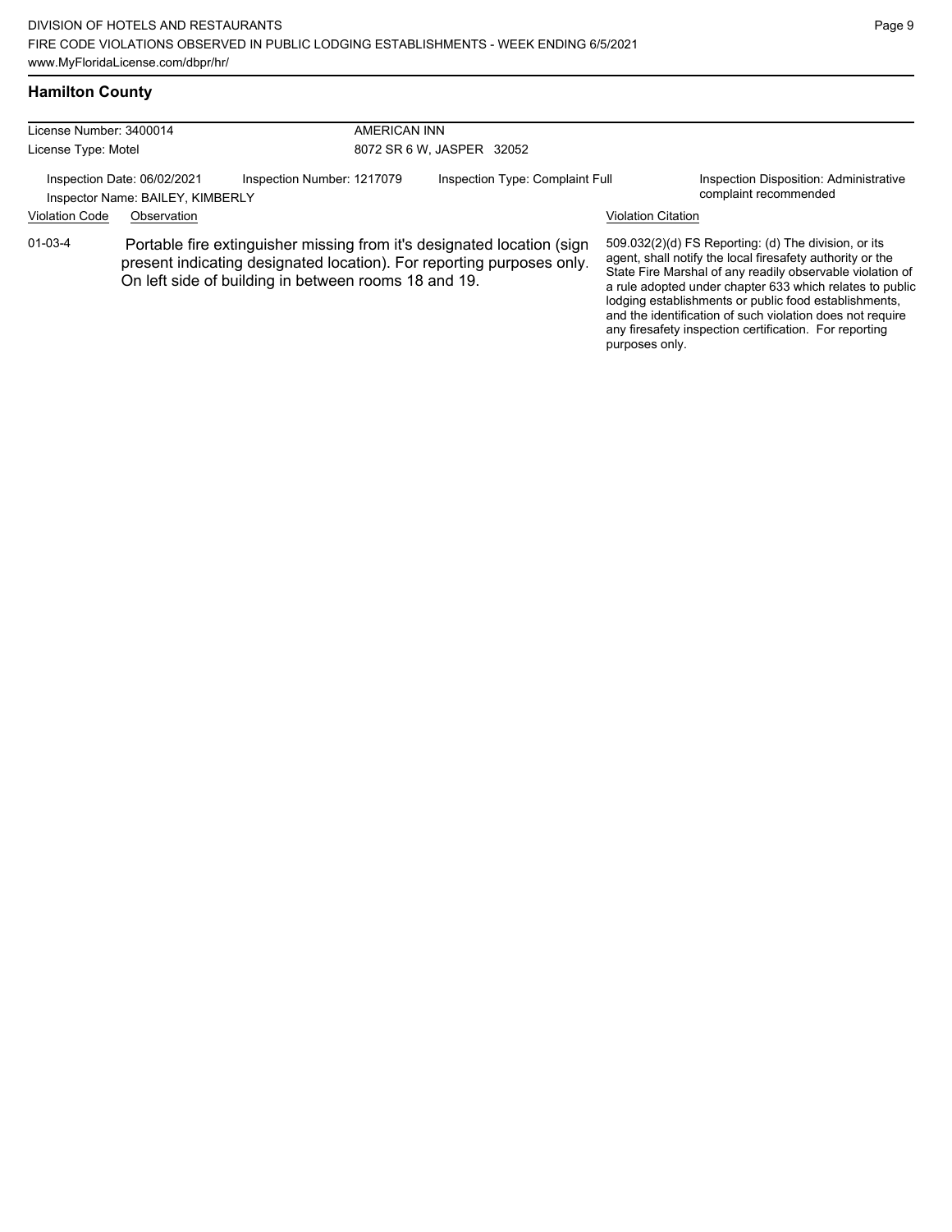## Hamilton County

| License Number: 3400014 | AMERICAN INN |
|---|---|
| License Type: Motel | 8072 SR 6 W, JASPER 32052 |

| Inspection Date: 06/02/2021 | Inspection Number: 1217079 | Inspection Type: Complaint Full | Inspection Disposition: Administrative complaint recommended |
|---|---|---|---|
| Inspector Name: BAILEY, KIMBERLY | | | |

| Violation Code | Observation | Violation Citation |
|---|---|---|
| 01-03-4 | Portable fire extinguisher missing from it's designated location (sign present indicating designated location). For reporting purposes only. On left side of building in between rooms 18 and 19. | 509.032(2)(d) FS Reporting: (d) The division, or its agent, shall notify the local firesafety authority or the State Fire Marshal of any readily observable violation of a rule adopted under chapter 633 which relates to public lodging establishments or public food establishments, and the identification of such violation does not require any firesafety inspection certification. For reporting purposes only. |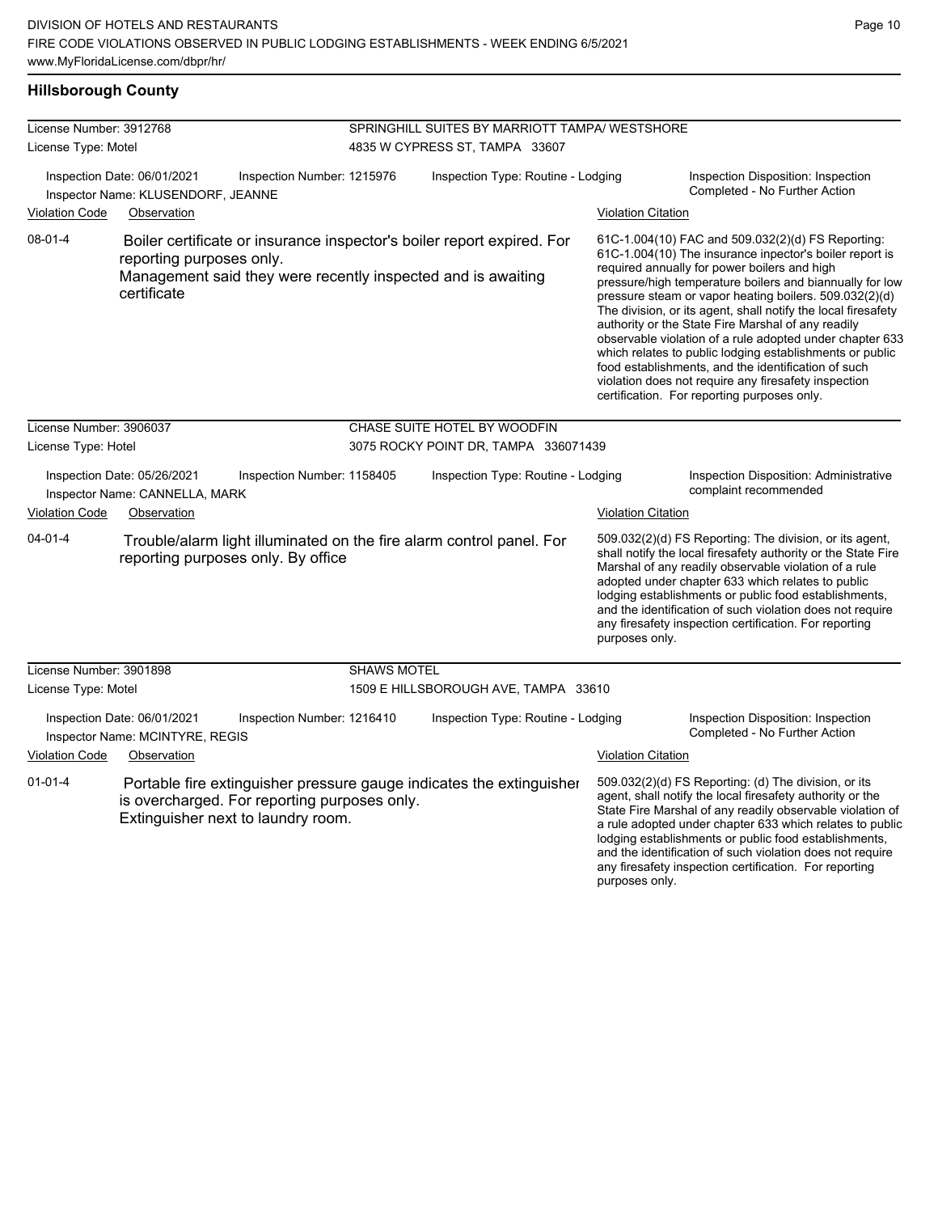## Hillsborough County

| License Number: 3912768 | | SPRINGHILL SUITES BY MARRIOTT TAMPA/ WESTSHORE | |
|---|---|---|---|
| License Type: Motel | | 4835 W CYPRESS ST, TAMPA 33607 | |
| Inspection Date: 06/01/2021 | Inspection Number: 1215976 | Inspection Type: Routine - Lodging | Inspection Disposition: Inspection Completed - No Further Action |
| Inspector Name: KLUSENDORF, JEANNE | | | |

| Violation Code | Observation | Violation Citation |
|---|---|---|
| 08-01-4 | Boiler certificate or insurance inspector's boiler report expired. For reporting purposes only. Management said they were recently inspected and is awaiting certificate | 61C-1.004(10) FAC and 509.032(2)(d) FS Reporting: 61C-1.004(10) The insurance inpector's boiler report is required annually for power boilers and high pressure/high temperature boilers and biannually for low pressure steam or vapor heating boilers. 509.032(2)(d) The division, or its agent, shall notify the local firesafety authority or the State Fire Marshal of any readily observable violation of a rule adopted under chapter 633 which relates to public lodging establishments or public food establishments, and the identification of such violation does not require any firesafety inspection certification. For reporting purposes only. |

| License Number: 3906037 | | CHASE SUITE HOTEL BY WOODFIN | |
|---|---|---|---|
| License Type: Hotel | | 3075 ROCKY POINT DR, TAMPA 336071439 | |
| Inspection Date: 05/26/2021 | Inspection Number: 1158405 | Inspection Type: Routine - Lodging | Inspection Disposition: Administrative complaint recommended |
| Inspector Name: CANNELLA, MARK | | | |

| Violation Code | Observation | Violation Citation |
|---|---|---|
| 04-01-4 | Trouble/alarm light illuminated on the fire alarm control panel. For reporting purposes only. By office | 509.032(2)(d) FS Reporting: The division, or its agent, shall notify the local firesafety authority or the State Fire Marshal of any readily observable violation of a rule adopted under chapter 633 which relates to public lodging establishments or public food establishments, and the identification of such violation does not require any firesafety inspection certification. For reporting purposes only. |

| License Number: 3901898 | | SHAWS MOTEL | |
|---|---|---|---|
| License Type: Motel | | 1509 E HILLSBOROUGH AVE, TAMPA 33610 | |
| Inspection Date: 06/01/2021 | Inspection Number: 1216410 | Inspection Type: Routine - Lodging | Inspection Disposition: Inspection Completed - No Further Action |
| Inspector Name: MCINTYRE, REGIS | | | |

| Violation Code | Observation | Violation Citation |
|---|---|---|
| 01-01-4 | Portable fire extinguisher pressure gauge indicates the extinguisher is overcharged. For reporting purposes only. Extinguisher next to laundry room. | 509.032(2)(d) FS Reporting: (d) The division, or its agent, shall notify the local firesafety authority or the State Fire Marshal of any readily observable violation of a rule adopted under chapter 633 which relates to public lodging establishments or public food establishments, and the identification of such violation does not require any firesafety inspection certification. For reporting purposes only. |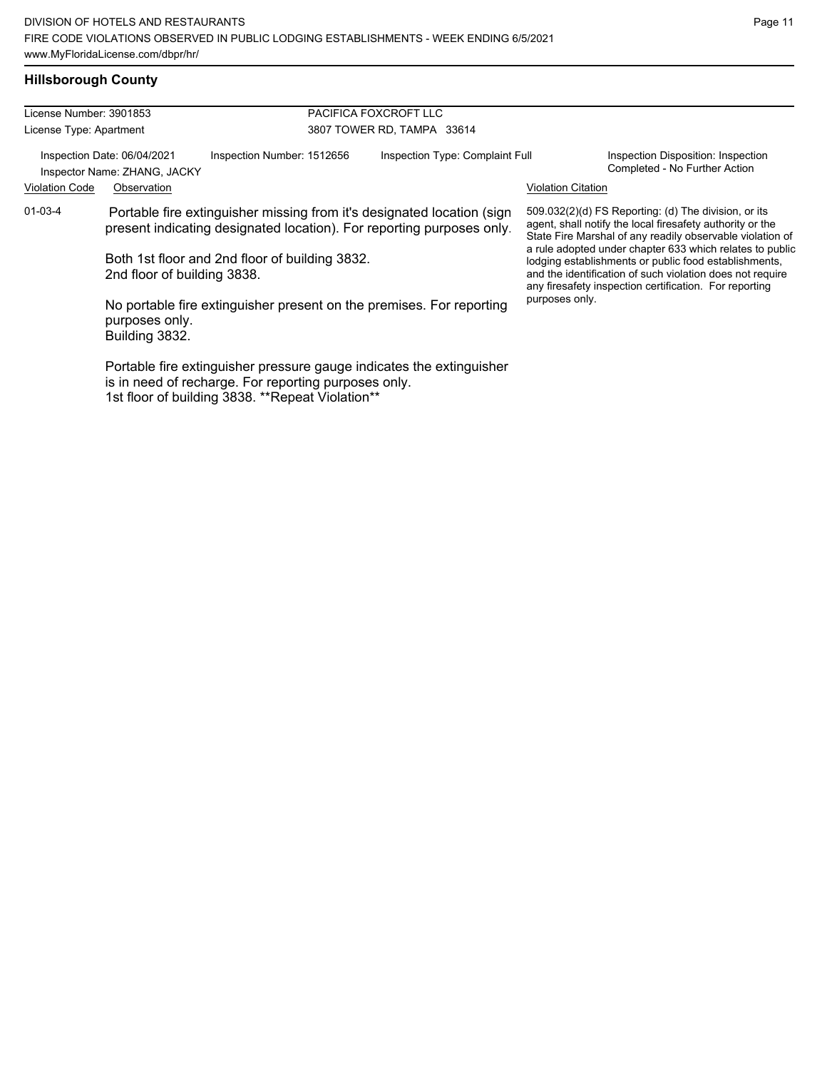## Hillsborough County

| License Number: 3901853 | PACIFICA FOXCROFT LLC |
|---|---|
| License Type: Apartment | 3807 TOWER RD, TAMPA 33614 |

| Inspection Date: 06/04/2021 | Inspection Number: 1512656 | Inspection Type: Complaint Full | Inspection Disposition: Inspection Completed - No Further Action |
|---|---|---|---|
| Inspector Name: ZHANG, JACKY | | | |

| Violation Code | Observation | Violation Citation |
|---|---|---|
| 01-03-4 | Portable fire extinguisher missing from it's designated location (sign present indicating designated location). For reporting purposes only.<br><br>Both 1st floor and 2nd floor of building 3832.<br>2nd floor of building 3838.<br><br>No portable fire extinguisher present on the premises. For reporting purposes only.<br>Building 3832.<br><br>Portable fire extinguisher pressure gauge indicates the extinguisher is in need of recharge. For reporting purposes only.<br>1st floor of building 3838. **Repeat Violation** | 509.032(2)(d) FS Reporting: (d) The division, or its agent, shall notify the local firesafety authority or the State Fire Marshal of any readily observable violation of a rule adopted under chapter 633 which relates to public lodging establishments or public food establishments, and the identification of such violation does not require any firesafety inspection certification. For reporting purposes only. |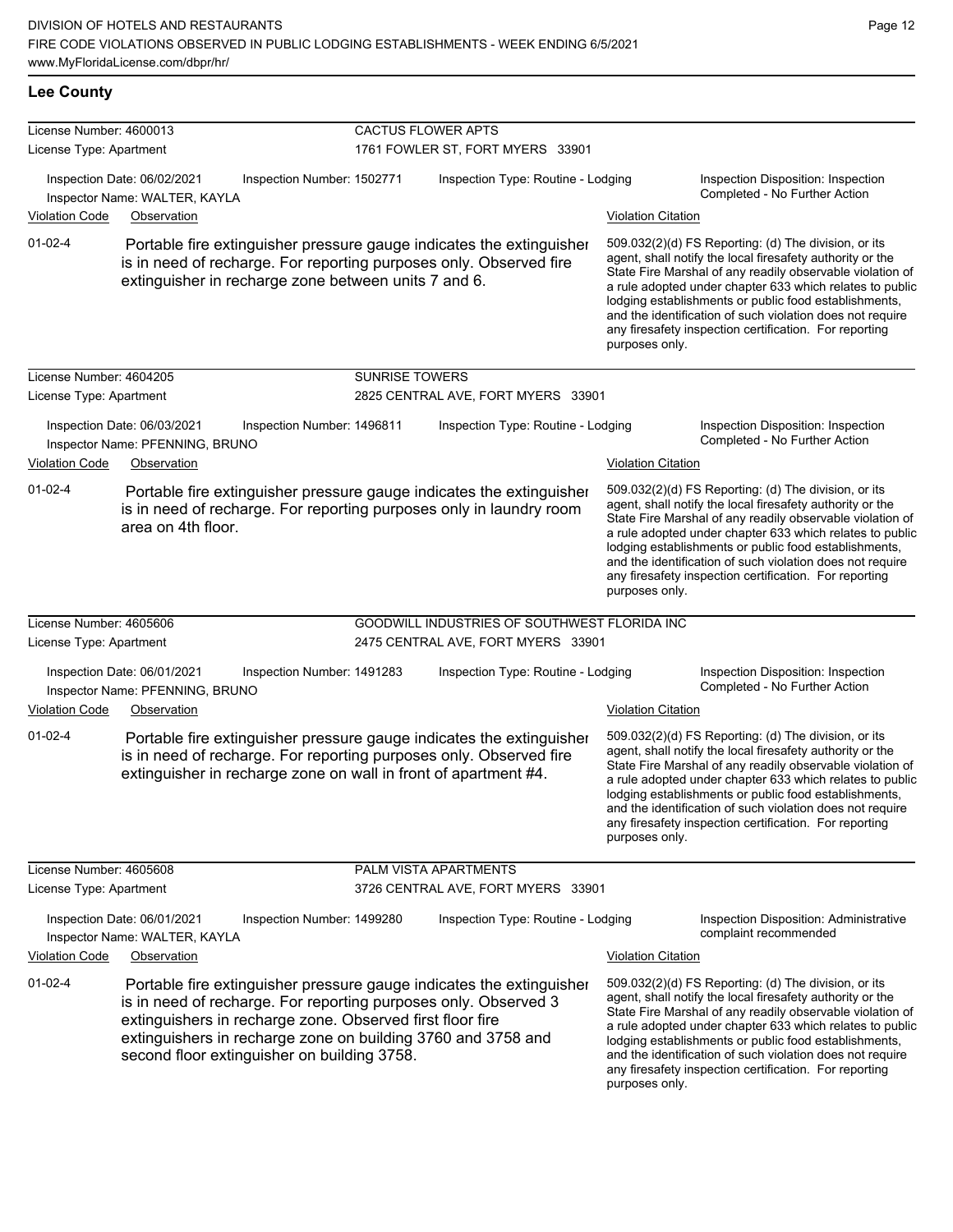## Lee County

**License Number:** 4600013 — **CACTUS FLOWER APTS**
**License Type:** Apartment — 1761 FOWLER ST, FORT MYERS 33901

Inspection Date: 06/02/2021 | Inspection Number: 1502771 | Inspection Type: Routine - Lodging | Inspection Disposition: Inspection Completed - No Further Action
Inspector Name: WALTER, KAYLA

| Violation Code | Observation | Violation Citation |
|---|---|---|
| 01-02-4 | Portable fire extinguisher pressure gauge indicates the extinguisher is in need of recharge. For reporting purposes only. Observed fire extinguisher in recharge zone between units 7 and 6. | 509.032(2)(d) FS Reporting: (d) The division, or its agent, shall notify the local firesafety authority or the State Fire Marshal of any readily observable violation of a rule adopted under chapter 633 which relates to public lodging establishments or public food establishments, and the identification of such violation does not require any firesafety inspection certification. For reporting purposes only. |

**License Number:** 4604205 — **SUNRISE TOWERS**
**License Type:** Apartment — 2825 CENTRAL AVE, FORT MYERS 33901

Inspection Date: 06/03/2021 | Inspection Number: 1496811 | Inspection Type: Routine - Lodging | Inspection Disposition: Inspection Completed - No Further Action
Inspector Name: PFENNING, BRUNO

| Violation Code | Observation | Violation Citation |
|---|---|---|
| 01-02-4 | Portable fire extinguisher pressure gauge indicates the extinguisher is in need of recharge. For reporting purposes only in laundry room area on 4th floor. | 509.032(2)(d) FS Reporting: (d) The division, or its agent, shall notify the local firesafety authority or the State Fire Marshal of any readily observable violation of a rule adopted under chapter 633 which relates to public lodging establishments or public food establishments, and the identification of such violation does not require any firesafety inspection certification. For reporting purposes only. |

**License Number:** 4605606 — **GOODWILL INDUSTRIES OF SOUTHWEST FLORIDA INC**
**License Type:** Apartment — 2475 CENTRAL AVE, FORT MYERS 33901

Inspection Date: 06/01/2021 | Inspection Number: 1491283 | Inspection Type: Routine - Lodging | Inspection Disposition: Inspection Completed - No Further Action
Inspector Name: PFENNING, BRUNO

| Violation Code | Observation | Violation Citation |
|---|---|---|
| 01-02-4 | Portable fire extinguisher pressure gauge indicates the extinguisher is in need of recharge. For reporting purposes only. Observed fire extinguisher in recharge zone on wall in front of apartment #4. | 509.032(2)(d) FS Reporting: (d) The division, or its agent, shall notify the local firesafety authority or the State Fire Marshal of any readily observable violation of a rule adopted under chapter 633 which relates to public lodging establishments or public food establishments, and the identification of such violation does not require any firesafety inspection certification. For reporting purposes only. |

**License Number:** 4605608 — **PALM VISTA APARTMENTS**
**License Type:** Apartment — 3726 CENTRAL AVE, FORT MYERS 33901

Inspection Date: 06/01/2021 | Inspection Number: 1499280 | Inspection Type: Routine - Lodging | Inspection Disposition: Administrative complaint recommended
Inspector Name: WALTER, KAYLA

| Violation Code | Observation | Violation Citation |
|---|---|---|
| 01-02-4 | Portable fire extinguisher pressure gauge indicates the extinguisher is in need of recharge. For reporting purposes only. Observed 3 extinguishers in recharge zone. Observed first floor fire extinguishers in recharge zone on building 3760 and 3758 and second floor extinguisher on building 3758. | 509.032(2)(d) FS Reporting: (d) The division, or its agent, shall notify the local firesafety authority or the State Fire Marshal of any readily observable violation of a rule adopted under chapter 633 which relates to public lodging establishments or public food establishments, and the identification of such violation does not require any firesafety inspection certification. For reporting purposes only. |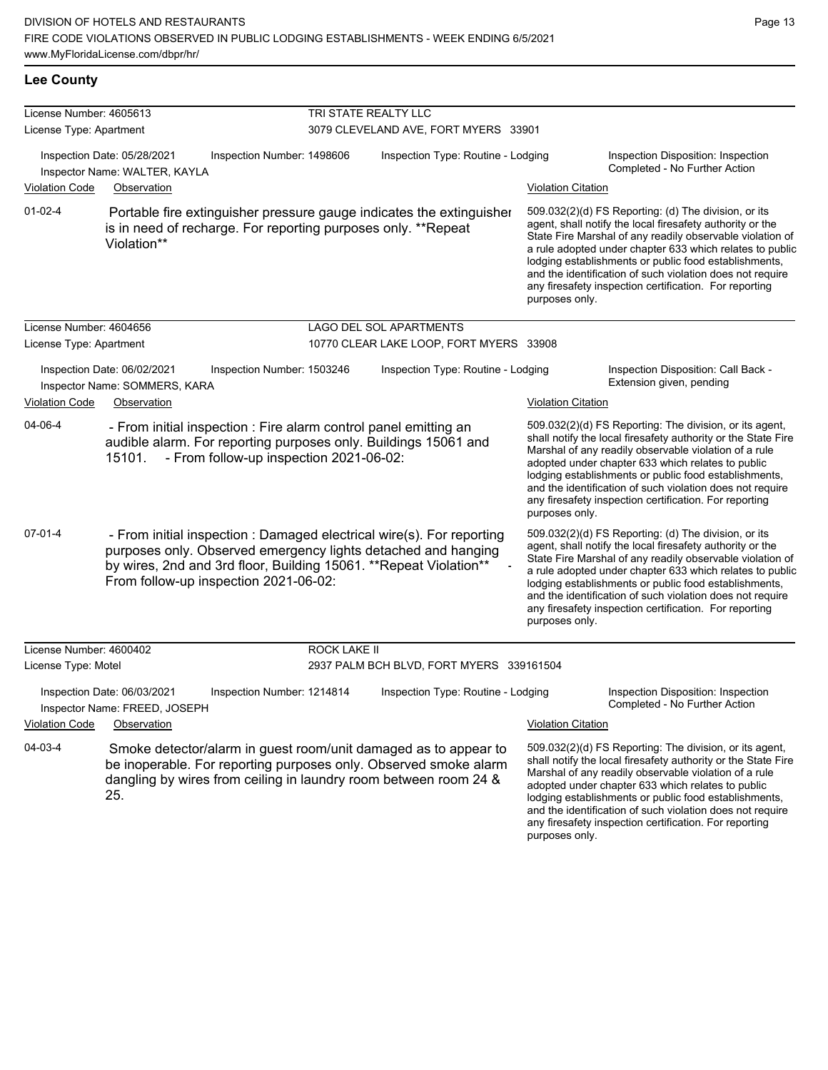## Lee County

**License Number:** 4605613
**License Type:** Apartment
**TRI STATE REALTY LLC**
3079 CLEVELAND AVE, FORT MYERS 33901

Inspection Date: 05/28/2021
Inspection Number: 1498606
Inspection Type: Routine - Lodging
Inspection Disposition: Inspection Completed - No Further Action
Inspector Name: WALTER, KAYLA

| Violation Code | Observation | Violation Citation |
|---|---|---|
| 01-02-4 | Portable fire extinguisher pressure gauge indicates the extinguisher is in need of recharge. For reporting purposes only. **Repeat Violation** | 509.032(2)(d) FS Reporting: (d) The division, or its agent, shall notify the local firesafety authority or the State Fire Marshal of any readily observable violation of a rule adopted under chapter 633 which relates to public lodging establishments or public food establishments, and the identification of such violation does not require any firesafety inspection certification. For reporting purposes only. |

---

**License Number:** 4604656
**License Type:** Apartment
**LAGO DEL SOL APARTMENTS**
10770 CLEAR LAKE LOOP, FORT MYERS 33908

Inspection Date: 06/02/2021
Inspection Number: 1503246
Inspection Type: Routine - Lodging
Inspection Disposition: Call Back - Extension given, pending
Inspector Name: SOMMERS, KARA

| Violation Code | Observation | Violation Citation |
|---|---|---|
| 04-06-4 | - From initial inspection : Fire alarm control panel emitting an audible alarm. For reporting purposes only. Buildings 15061 and 15101. - From follow-up inspection 2021-06-02: | 509.032(2)(d) FS Reporting: The division, or its agent, shall notify the local firesafety authority or the State Fire Marshal of any readily observable violation of a rule adopted under chapter 633 which relates to public lodging establishments or public food establishments, and the identification of such violation does not require any firesafety inspection certification. For reporting purposes only. |
| 07-01-4 | - From initial inspection : Damaged electrical wire(s). For reporting purposes only. Observed emergency lights detached and hanging by wires, 2nd and 3rd floor, Building 15061. **Repeat Violation** - From follow-up inspection 2021-06-02: | 509.032(2)(d) FS Reporting: (d) The division, or its agent, shall notify the local firesafety authority or the State Fire Marshal of any readily observable violation of a rule adopted under chapter 633 which relates to public lodging establishments or public food establishments, and the identification of such violation does not require any firesafety inspection certification. For reporting purposes only. |

---

**License Number:** 4600402
**License Type:** Motel
**ROCK LAKE II**
2937 PALM BCH BLVD, FORT MYERS 339161504

Inspection Date: 06/03/2021
Inspection Number: 1214814
Inspection Type: Routine - Lodging
Inspection Disposition: Inspection Completed - No Further Action
Inspector Name: FREED, JOSEPH

| Violation Code | Observation | Violation Citation |
|---|---|---|
| 04-03-4 | Smoke detector/alarm in guest room/unit damaged as to appear to be inoperable. For reporting purposes only. Observed smoke alarm dangling by wires from ceiling in laundry room between room 24 & 25. | 509.032(2)(d) FS Reporting: The division, or its agent, shall notify the local firesafety authority or the State Fire Marshal of any readily observable violation of a rule adopted under chapter 633 which relates to public lodging establishments or public food establishments, and the identification of such violation does not require any firesafety inspection certification. For reporting purposes only. |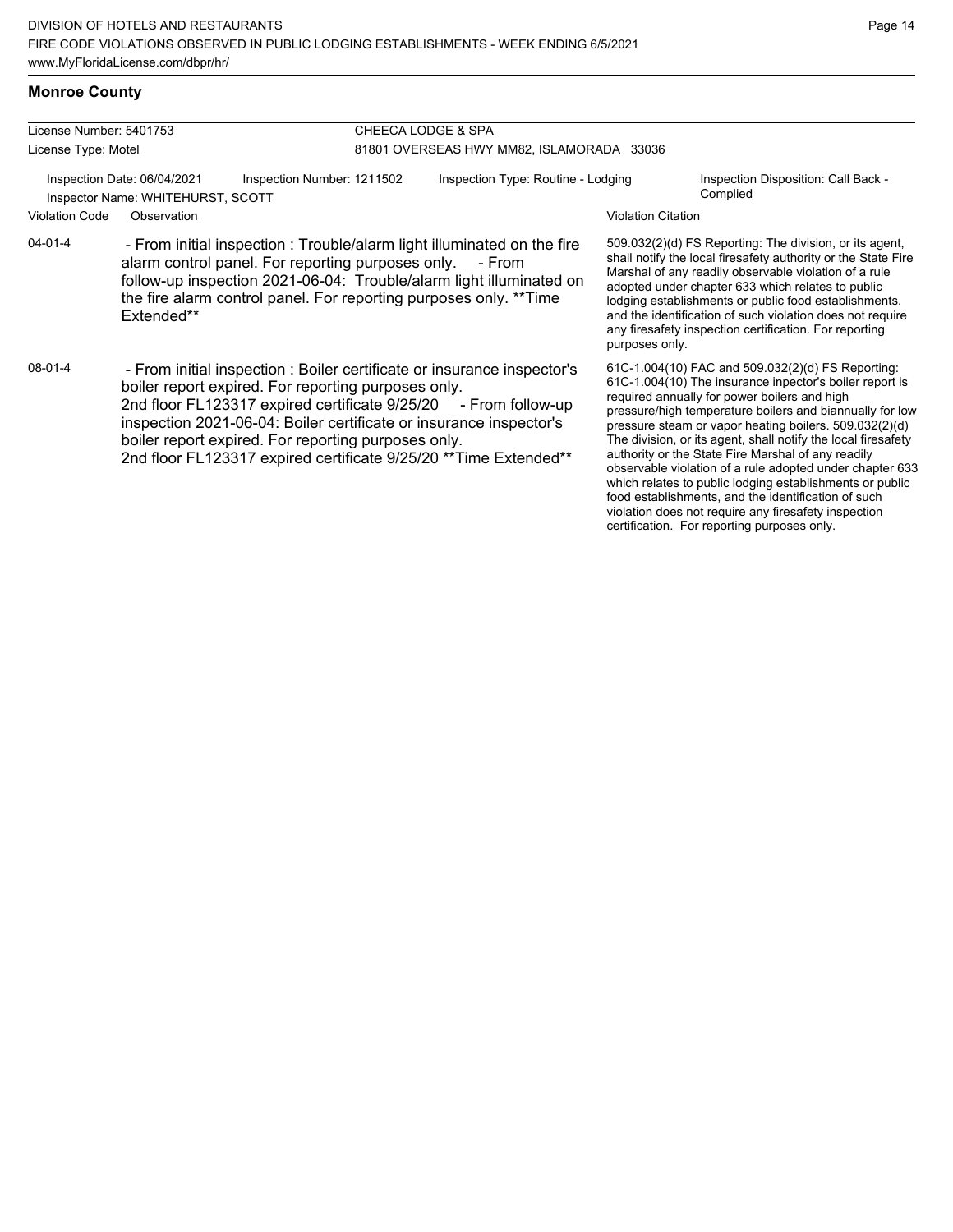## Monroe County

License Number: 5401753
License Type: Motel

CHEECA LODGE & SPA
81801 OVERSEAS HWY MM82, ISLAMORADA 33036

Inspection Date: 06/04/2021 | Inspection Number: 1211502 | Inspection Type: Routine - Lodging | Inspection Disposition: Call Back - Complied
Inspector Name: WHITEHURST, SCOTT

| Violation Code | Observation | Violation Citation |
|---|---|---|
| 04-01-4 | - From initial inspection : Trouble/alarm light illuminated on the fire alarm control panel. For reporting purposes only. - From follow-up inspection 2021-06-04: Trouble/alarm light illuminated on the fire alarm control panel. For reporting purposes only. **Time Extended** | 509.032(2)(d) FS Reporting: The division, or its agent, shall notify the local firesafety authority or the State Fire Marshal of any readily observable violation of a rule adopted under chapter 633 which relates to public lodging establishments or public food establishments, and the identification of such violation does not require any firesafety inspection certification. For reporting purposes only. |
| 08-01-4 | - From initial inspection : Boiler certificate or insurance inspector's boiler report expired. For reporting purposes only. 2nd floor FL123317 expired certificate 9/25/20 - From follow-up inspection 2021-06-04: Boiler certificate or insurance inspector's boiler report expired. For reporting purposes only. 2nd floor FL123317 expired certificate 9/25/20 **Time Extended** | 61C-1.004(10) FAC and 509.032(2)(d) FS Reporting: 61C-1.004(10) The insurance inpector's boiler report is required annually for power boilers and high pressure/high temperature boilers and biannually for low pressure steam or vapor heating boilers. 509.032(2)(d) The division, or its agent, shall notify the local firesafety authority or the State Fire Marshal of any readily observable violation of a rule adopted under chapter 633 which relates to public lodging establishments or public food establishments, and the identification of such violation does not require any firesafety inspection certification. For reporting purposes only. |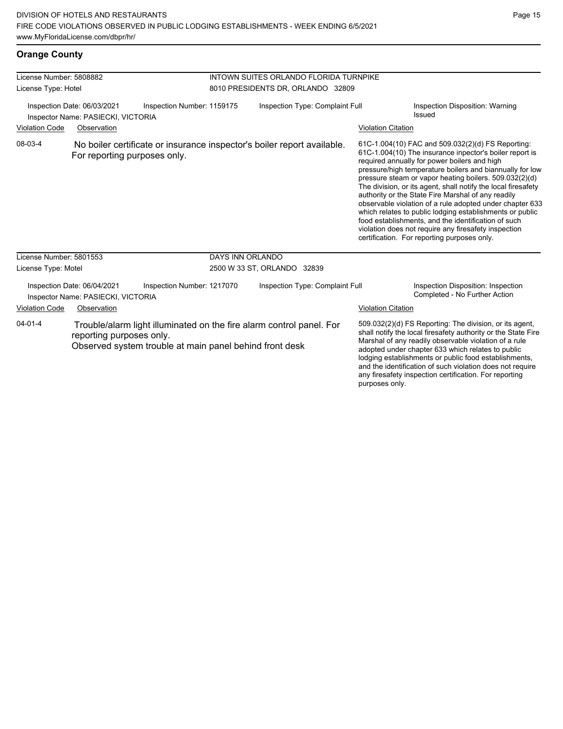## Orange County

**License Number:** 5808882
**License Type:** Hotel

**INTOWN SUITES ORLANDO FLORIDA TURNPIKE**
8010 PRESIDENTS DR, ORLANDO 32809

Inspection Date: 06/03/2021 | Inspection Number: 1159175 | Inspection Type: Complaint Full | Inspection Disposition: Warning Issued
Inspector Name: PASIECKI, VICTORIA

| Violation Code | Observation | Violation Citation |
|---|---|---|
| 08-03-4 | No boiler certificate or insurance inspector's boiler report available. For reporting purposes only. | 61C-1.004(10) FAC and 509.032(2)(d) FS Reporting: 61C-1.004(10) The insurance inpector's boiler report is required annually for power boilers and high pressure/high temperature boilers and biannually for low pressure steam or vapor heating boilers. 509.032(2)(d) The division, or its agent, shall notify the local firesafety authority or the State Fire Marshal of any readily observable violation of a rule adopted under chapter 633 which relates to public lodging establishments or public food establishments, and the identification of such violation does not require any firesafety inspection certification. For reporting purposes only. |

**License Number:** 5801553
**License Type:** Motel

**DAYS INN ORLANDO**
2500 W 33 ST, ORLANDO 32839

Inspection Date: 06/04/2021 | Inspection Number: 1217070 | Inspection Type: Complaint Full | Inspection Disposition: Inspection Completed - No Further Action
Inspector Name: PASIECKI, VICTORIA

| Violation Code | Observation | Violation Citation |
|---|---|---|
| 04-01-4 | Trouble/alarm light illuminated on the fire alarm control panel. For reporting purposes only. Observed system trouble at main panel behind front desk | 509.032(2)(d) FS Reporting: The division, or its agent, shall notify the local firesafety authority or the State Fire Marshal of any readily observable violation of a rule adopted under chapter 633 which relates to public lodging establishments or public food establishments, and the identification of such violation does not require any firesafety inspection certification. For reporting purposes only. |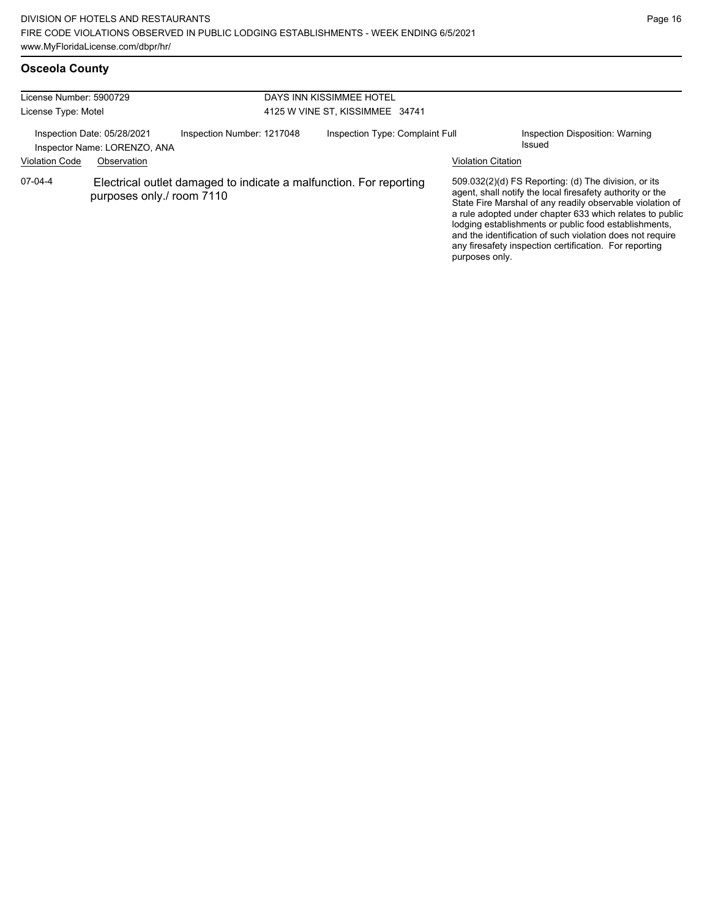## Osceola County

| | |
|---|---|
| License Number: 5900729 | DAYS INN KISSIMMEE HOTEL |
| License Type: Motel | 4125 W VINE ST, KISSIMMEE 34741 |

Inspection Date: 05/28/2021 | Inspection Number: 1217048 | Inspection Type: Complaint Full | Inspection Disposition: Warning Issued

Inspector Name: LORENZO, ANA

| Violation Code | Observation | Violation Citation |
|---|---|---|
| 07-04-4 | Electrical outlet damaged to indicate a malfunction. For reporting purposes only./ room 7110 | 509.032(2)(d) FS Reporting: (d) The division, or its agent, shall notify the local firesafety authority or the State Fire Marshal of any readily observable violation of a rule adopted under chapter 633 which relates to public lodging establishments or public food establishments, and the identification of such violation does not require any firesafety inspection certification. For reporting purposes only. |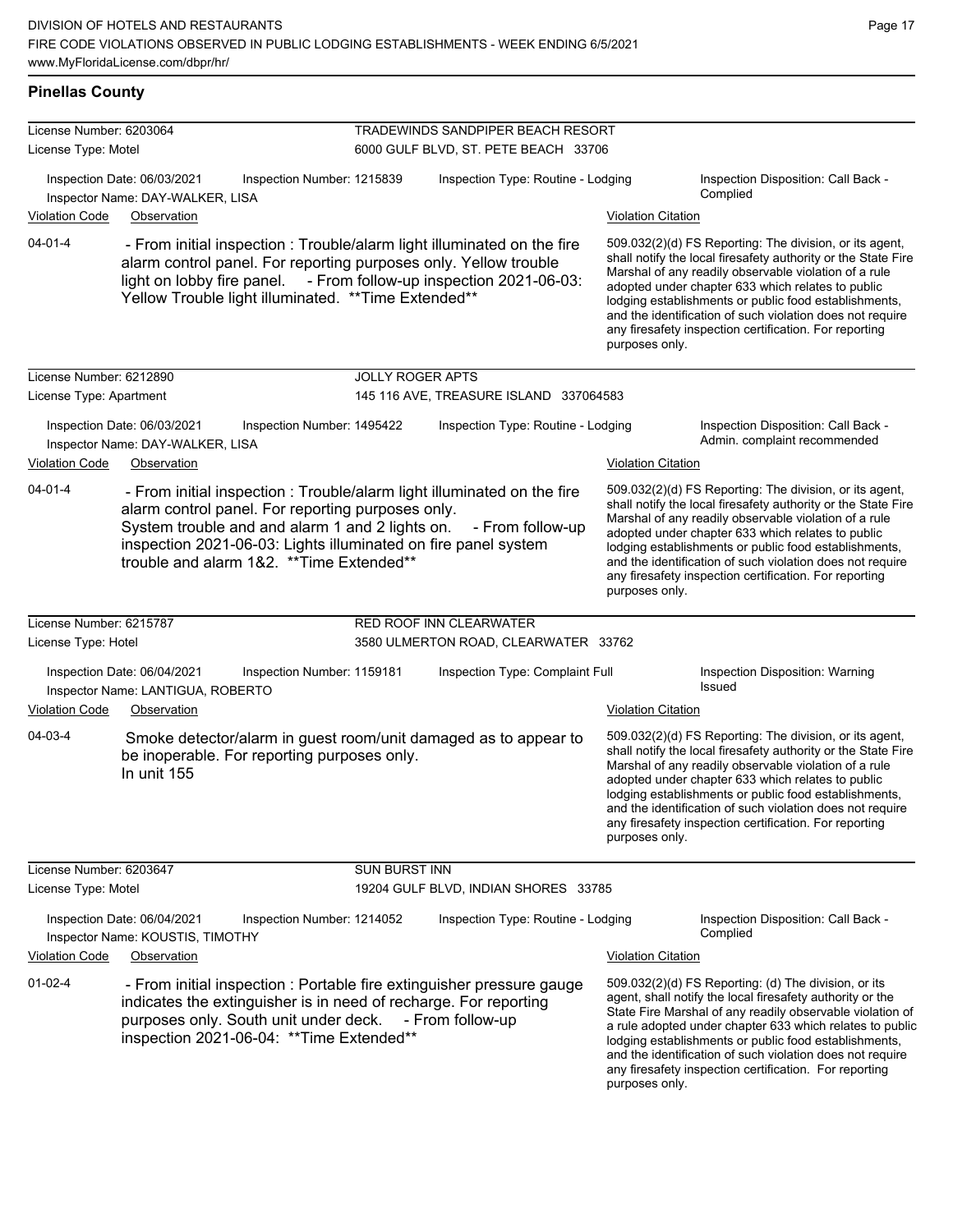## Pinellas County

**License Number:** 6203064
**License Type:** Motel

**TRADEWINDS SANDPIPER BEACH RESORT**
6000 GULF BLVD, ST. PETE BEACH 33706

Inspection Date: 06/03/2021 | Inspection Number: 1215839 | Inspection Type: Routine - Lodging | Inspection Disposition: Call Back - Complied
Inspector Name: DAY-WALKER, LISA

| Violation Code | Observation | Violation Citation |
|---|---|---|
| 04-01-4 | - From initial inspection : Trouble/alarm light illuminated on the fire alarm control panel. For reporting purposes only. Yellow trouble light on lobby fire panel. - From follow-up inspection 2021-06-03: Yellow Trouble light illuminated. **Time Extended** | 509.032(2)(d) FS Reporting: The division, or its agent, shall notify the local firesafety authority or the State Fire Marshal of any readily observable violation of a rule adopted under chapter 633 which relates to public lodging establishments or public food establishments, and the identification of such violation does not require any firesafety inspection certification. For reporting purposes only. |

**License Number:** 6212890
**License Type:** Apartment

**JOLLY ROGER APTS**
145 116 AVE, TREASURE ISLAND 337064583

Inspection Date: 06/03/2021 | Inspection Number: 1495422 | Inspection Type: Routine - Lodging | Inspection Disposition: Call Back - Admin. complaint recommended
Inspector Name: DAY-WALKER, LISA

| Violation Code | Observation | Violation Citation |
|---|---|---|
| 04-01-4 | - From initial inspection : Trouble/alarm light illuminated on the fire alarm control panel. For reporting purposes only. System trouble and alarm 1 and 2 lights on. - From follow-up inspection 2021-06-03: Lights illuminated on fire panel system trouble and alarm 1&2. **Time Extended** | 509.032(2)(d) FS Reporting: The division, or its agent, shall notify the local firesafety authority or the State Fire Marshal of any readily observable violation of a rule adopted under chapter 633 which relates to public lodging establishments or public food establishments, and the identification of such violation does not require any firesafety inspection certification. For reporting purposes only. |

**License Number:** 6215787
**License Type:** Hotel

**RED ROOF INN CLEARWATER**
3580 ULMERTON ROAD, CLEARWATER 33762

Inspection Date: 06/04/2021 | Inspection Number: 1159181 | Inspection Type: Complaint Full | Inspection Disposition: Warning Issued
Inspector Name: LANTIGUA, ROBERTO

| Violation Code | Observation | Violation Citation |
|---|---|---|
| 04-03-4 | Smoke detector/alarm in guest room/unit damaged as to appear to be inoperable. For reporting purposes only. In unit 155 | 509.032(2)(d) FS Reporting: The division, or its agent, shall notify the local firesafety authority or the State Fire Marshal of any readily observable violation of a rule adopted under chapter 633 which relates to public lodging establishments or public food establishments, and the identification of such violation does not require any firesafety inspection certification. For reporting purposes only. |

**License Number:** 6203647
**License Type:** Motel

**SUN BURST INN**
19204 GULF BLVD, INDIAN SHORES 33785

Inspection Date: 06/04/2021 | Inspection Number: 1214052 | Inspection Type: Routine - Lodging | Inspection Disposition: Call Back - Complied
Inspector Name: KOUSTIS, TIMOTHY

| Violation Code | Observation | Violation Citation |
|---|---|---|
| 01-02-4 | - From initial inspection : Portable fire extinguisher pressure gauge indicates the extinguisher is in need of recharge. For reporting purposes only. South unit under deck. - From follow-up inspection 2021-06-04: **Time Extended** | 509.032(2)(d) FS Reporting: (d) The division, or its agent, shall notify the local firesafety authority or the State Fire Marshal of any readily observable violation of a rule adopted under chapter 633 which relates to public lodging establishments or public food establishments, and the identification of such violation does not require any firesafety inspection certification. For reporting purposes only. |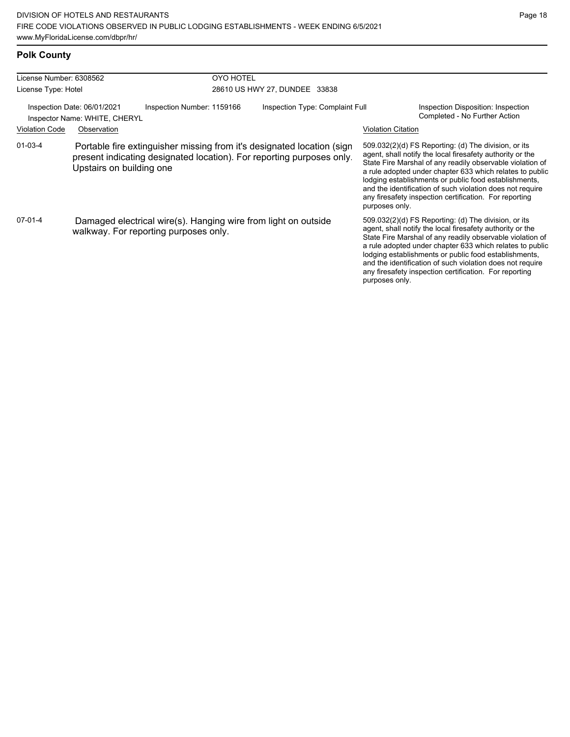## Polk County

License Number: 6308562
License Type: Hotel

OYO HOTEL
28610 US HWY 27, DUNDEE 33838

Inspection Date: 06/01/2021
Inspector Name: WHITE, CHERYL
Inspection Number: 1159166
Inspection Type: Complaint Full
Inspection Disposition: Inspection Completed - No Further Action

| Violation Code | Observation | Violation Citation |
|---|---|---|
| 01-03-4 | Portable fire extinguisher missing from it's designated location (sign present indicating designated location). For reporting purposes only. Upstairs on building one | 509.032(2)(d) FS Reporting: (d) The division, or its agent, shall notify the local firesafety authority or the State Fire Marshal of any readily observable violation of a rule adopted under chapter 633 which relates to public lodging establishments or public food establishments, and the identification of such violation does not require any firesafety inspection certification. For reporting purposes only. |
| 07-01-4 | Damaged electrical wire(s). Hanging wire from light on outside walkway. For reporting purposes only. | 509.032(2)(d) FS Reporting: (d) The division, or its agent, shall notify the local firesafety authority or the State Fire Marshal of any readily observable violation of a rule adopted under chapter 633 which relates to public lodging establishments or public food establishments, and the identification of such violation does not require any firesafety inspection certification. For reporting purposes only. |